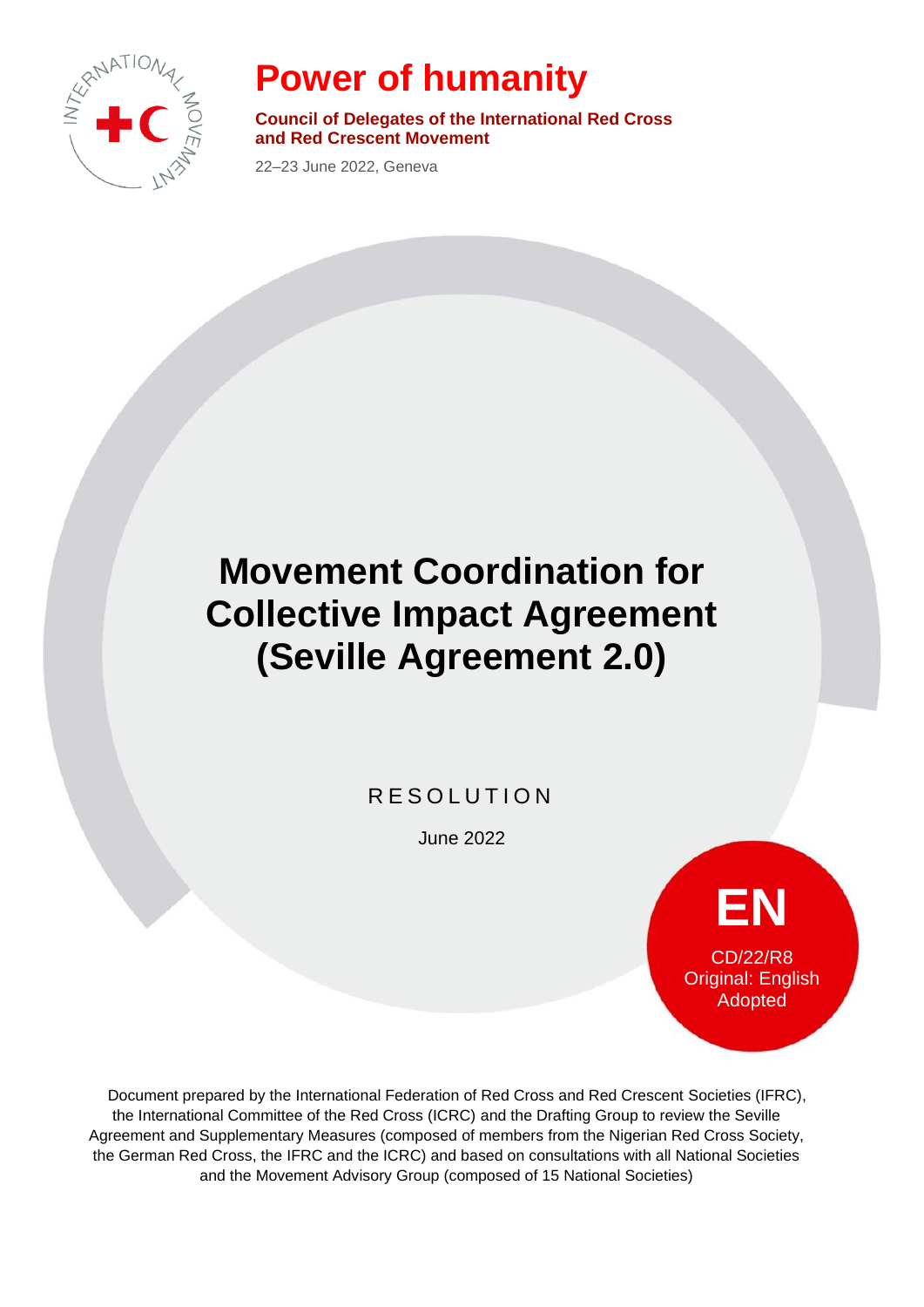# Power of humanity

**Council of Delegates of the International Red Cross and Red Crescent Movement**

22–23 June 2022, Geneva

# Movement Coordination for Collective Impact Agreement (Seville Agreement 2.0)

RESOLUTION

June 2022

**EN**

CD/22/R8
Original: English
Adopted

Document prepared by the International Federation of Red Cross and Red Crescent Societies (IFRC), the International Committee of the Red Cross (ICRC) and the Drafting Group to review the Seville Agreement and Supplementary Measures (composed of members from the Nigerian Red Cross Society, the German Red Cross, the IFRC and the ICRC) and based on consultations with all National Societies and the Movement Advisory Group (composed of 15 National Societies)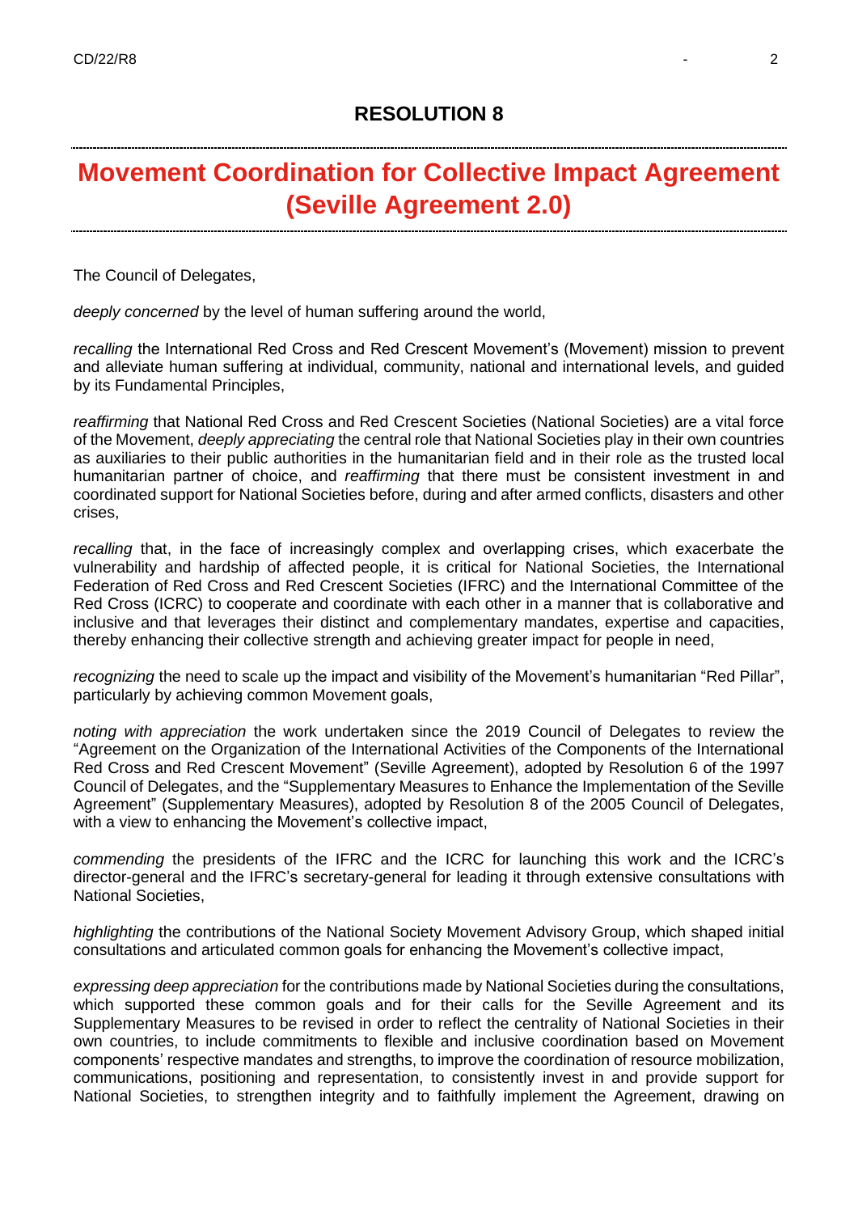## RESOLUTION 8

# Movement Coordination for Collective Impact Agreement (Seville Agreement 2.0)

The Council of Delegates,

*deeply concerned* by the level of human suffering around the world,

*recalling* the International Red Cross and Red Crescent Movement's (Movement) mission to prevent and alleviate human suffering at individual, community, national and international levels, and guided by its Fundamental Principles,

*reaffirming* that National Red Cross and Red Crescent Societies (National Societies) are a vital force of the Movement, *deeply appreciating* the central role that National Societies play in their own countries as auxiliaries to their public authorities in the humanitarian field and in their role as the trusted local humanitarian partner of choice, and *reaffirming* that there must be consistent investment in and coordinated support for National Societies before, during and after armed conflicts, disasters and other crises,

*recalling* that, in the face of increasingly complex and overlapping crises, which exacerbate the vulnerability and hardship of affected people, it is critical for National Societies, the International Federation of Red Cross and Red Crescent Societies (IFRC) and the International Committee of the Red Cross (ICRC) to cooperate and coordinate with each other in a manner that is collaborative and inclusive and that leverages their distinct and complementary mandates, expertise and capacities, thereby enhancing their collective strength and achieving greater impact for people in need,

*recognizing* the need to scale up the impact and visibility of the Movement's humanitarian "Red Pillar", particularly by achieving common Movement goals,

*noting with appreciation* the work undertaken since the 2019 Council of Delegates to review the "Agreement on the Organization of the International Activities of the Components of the International Red Cross and Red Crescent Movement" (Seville Agreement), adopted by Resolution 6 of the 1997 Council of Delegates, and the "Supplementary Measures to Enhance the Implementation of the Seville Agreement" (Supplementary Measures), adopted by Resolution 8 of the 2005 Council of Delegates, with a view to enhancing the Movement's collective impact,

*commending* the presidents of the IFRC and the ICRC for launching this work and the ICRC's director-general and the IFRC's secretary-general for leading it through extensive consultations with National Societies,

*highlighting* the contributions of the National Society Movement Advisory Group, which shaped initial consultations and articulated common goals for enhancing the Movement's collective impact,

*expressing deep appreciation* for the contributions made by National Societies during the consultations, which supported these common goals and for their calls for the Seville Agreement and its Supplementary Measures to be revised in order to reflect the centrality of National Societies in their own countries, to include commitments to flexible and inclusive coordination based on Movement components' respective mandates and strengths, to improve the coordination of resource mobilization, communications, positioning and representation, to consistently invest in and provide support for National Societies, to strengthen integrity and to faithfully implement the Agreement, drawing on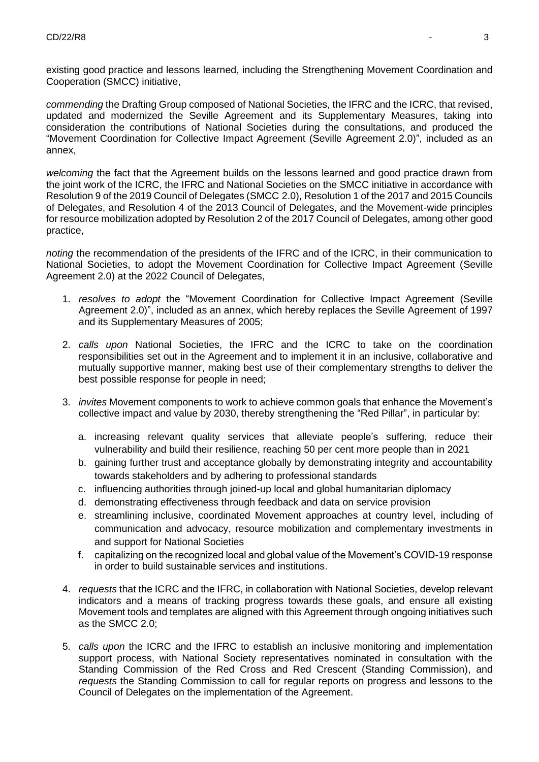existing good practice and lessons learned, including the Strengthening Movement Coordination and Cooperation (SMCC) initiative,

*commending* the Drafting Group composed of National Societies, the IFRC and the ICRC, that revised, updated and modernized the Seville Agreement and its Supplementary Measures, taking into consideration the contributions of National Societies during the consultations, and produced the "Movement Coordination for Collective Impact Agreement (Seville Agreement 2.0)", included as an annex,

*welcoming* the fact that the Agreement builds on the lessons learned and good practice drawn from the joint work of the ICRC, the IFRC and National Societies on the SMCC initiative in accordance with Resolution 9 of the 2019 Council of Delegates (SMCC 2.0), Resolution 1 of the 2017 and 2015 Councils of Delegates, and Resolution 4 of the 2013 Council of Delegates, and the Movement-wide principles for resource mobilization adopted by Resolution 2 of the 2017 Council of Delegates, among other good practice,

*noting* the recommendation of the presidents of the IFRC and of the ICRC, in their communication to National Societies, to adopt the Movement Coordination for Collective Impact Agreement (Seville Agreement 2.0) at the 2022 Council of Delegates,

1. *resolves to adopt* the "Movement Coordination for Collective Impact Agreement (Seville Agreement 2.0)", included as an annex, which hereby replaces the Seville Agreement of 1997 and its Supplementary Measures of 2005;

2. *calls upon* National Societies, the IFRC and the ICRC to take on the coordination responsibilities set out in the Agreement and to implement it in an inclusive, collaborative and mutually supportive manner, making best use of their complementary strengths to deliver the best possible response for people in need;

3. *invites* Movement components to work to achieve common goals that enhance the Movement's collective impact and value by 2030, thereby strengthening the "Red Pillar", in particular by:

   a. increasing relevant quality services that alleviate people's suffering, reduce their vulnerability and build their resilience, reaching 50 per cent more people than in 2021
   b. gaining further trust and acceptance globally by demonstrating integrity and accountability towards stakeholders and by adhering to professional standards
   c. influencing authorities through joined-up local and global humanitarian diplomacy
   d. demonstrating effectiveness through feedback and data on service provision
   e. streamlining inclusive, coordinated Movement approaches at country level, including of communication and advocacy, resource mobilization and complementary investments in and support for National Societies
   f. capitalizing on the recognized local and global value of the Movement's COVID-19 response in order to build sustainable services and institutions.

4. *requests* that the ICRC and the IFRC, in collaboration with National Societies, develop relevant indicators and a means of tracking progress towards these goals, and ensure all existing Movement tools and templates are aligned with this Agreement through ongoing initiatives such as the SMCC 2.0;

5. *calls upon* the ICRC and the IFRC to establish an inclusive monitoring and implementation support process, with National Society representatives nominated in consultation with the Standing Commission of the Red Cross and Red Crescent (Standing Commission), and *requests* the Standing Commission to call for regular reports on progress and lessons to the Council of Delegates on the implementation of the Agreement.